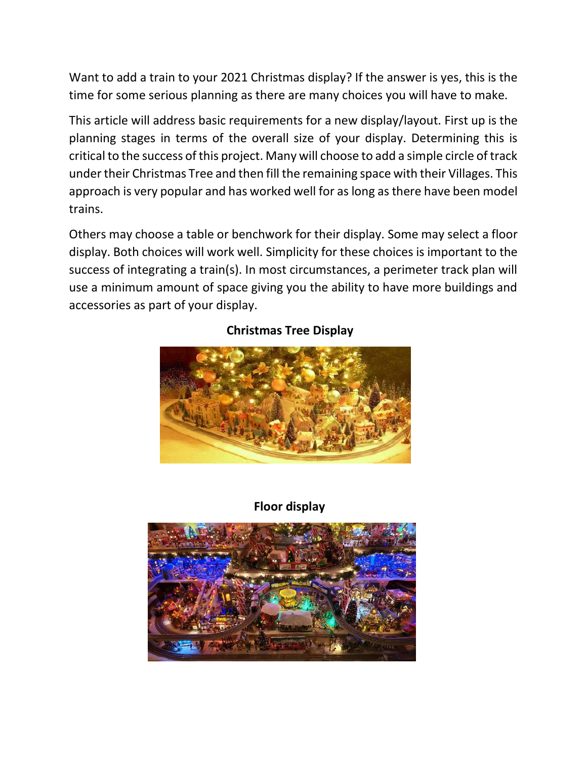Want to add a train to your 2021 Christmas display? If the answer is yes, this is the time for some serious planning as there are many choices you will have to make.

This article will address basic requirements for a new display/layout. First up is the planning stages in terms of the overall size of your display. Determining this is critical to the success of this project. Many will choose to add a simple circle of track under their Christmas Tree and then fill the remaining space with their Villages. This approach is very popular and has worked well for as long as there have been model trains.

Others may choose a table or benchwork for their display. Some may select a floor display. Both choices will work well. Simplicity for these choices is important to the success of integrating a train(s). In most circumstances, a perimeter track plan will use a minimum amount of space giving you the ability to have more buildings and accessories as part of your display.

**Christmas Tree Display**

**Floor display**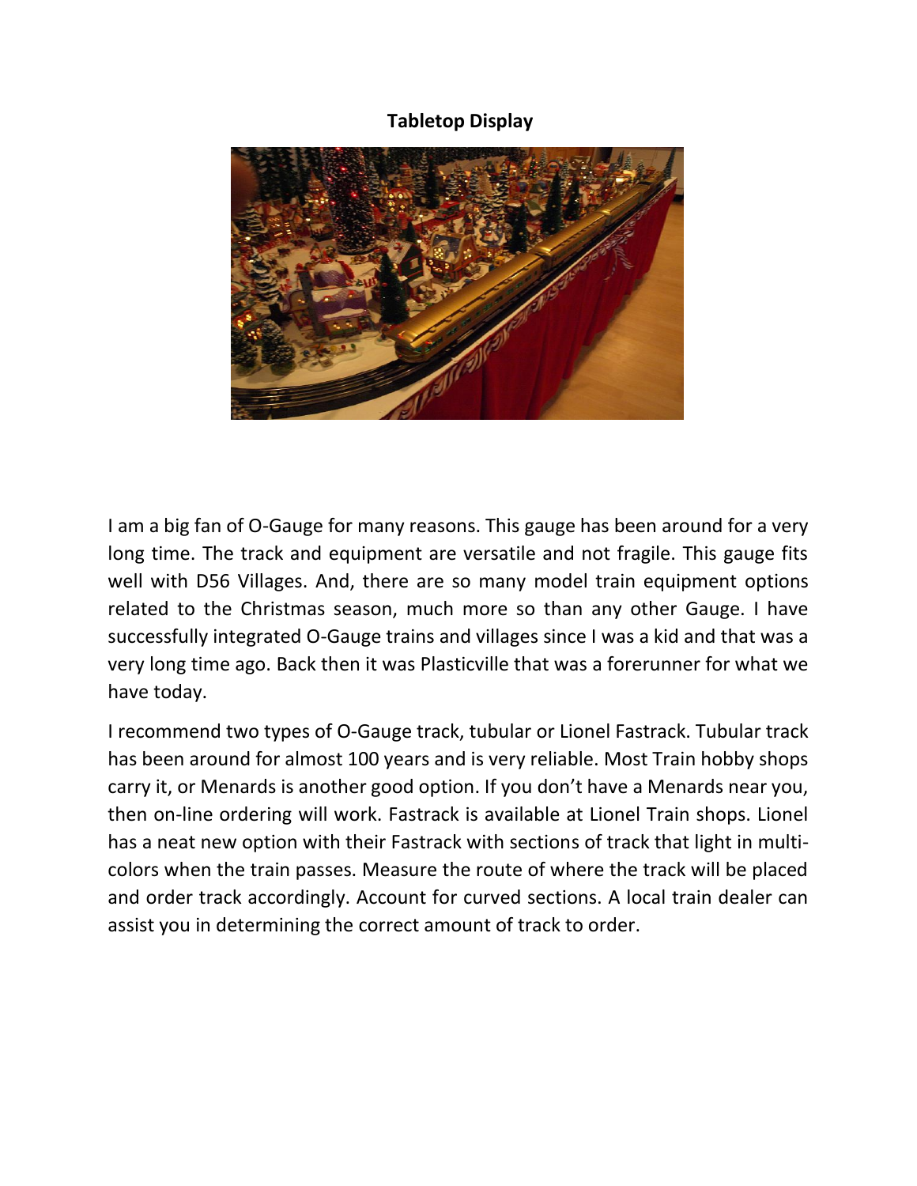**Tabletop Display**

I am a big fan of O-Gauge for many reasons. This gauge has been around for a very long time. The track and equipment are versatile and not fragile. This gauge fits well with D56 Villages. And, there are so many model train equipment options related to the Christmas season, much more so than any other Gauge. I have successfully integrated O-Gauge trains and villages since I was a kid and that was a very long time ago. Back then it was Plasticville that was a forerunner for what we have today.

I recommend two types of O-Gauge track, tubular or Lionel Fastrack. Tubular track has been around for almost 100 years and is very reliable. Most Train hobby shops carry it, or Menards is another good option. If you don't have a Menards near you, then on-line ordering will work. Fastrack is available at Lionel Train shops. Lionel has a neat new option with their Fastrack with sections of track that light in multi-colors when the train passes. Measure the route of where the track will be placed and order track accordingly. Account for curved sections. A local train dealer can assist you in determining the correct amount of track to order.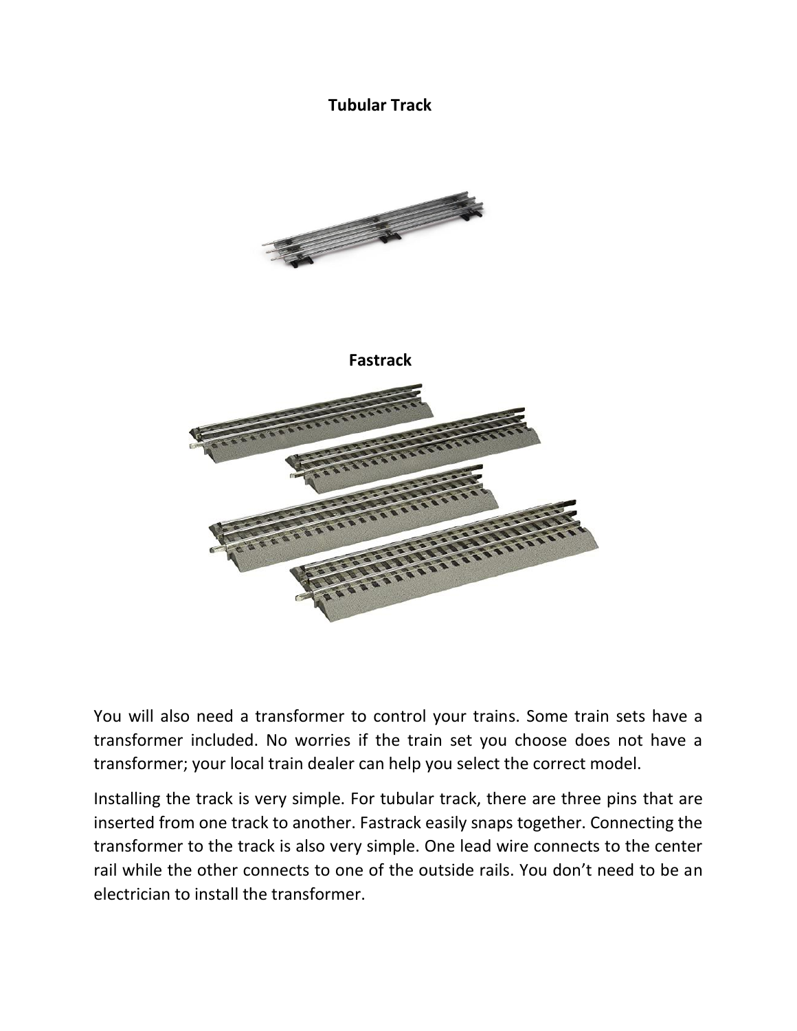**Tubular Track**

**Fastrack**

You will also need a transformer to control your trains. Some train sets have a transformer included. No worries if the train set you choose does not have a transformer; your local train dealer can help you select the correct model.

Installing the track is very simple. For tubular track, there are three pins that are inserted from one track to another. Fastrack easily snaps together. Connecting the transformer to the track is also very simple. One lead wire connects to the center rail while the other connects to one of the outside rails. You don't need to be an electrician to install the transformer.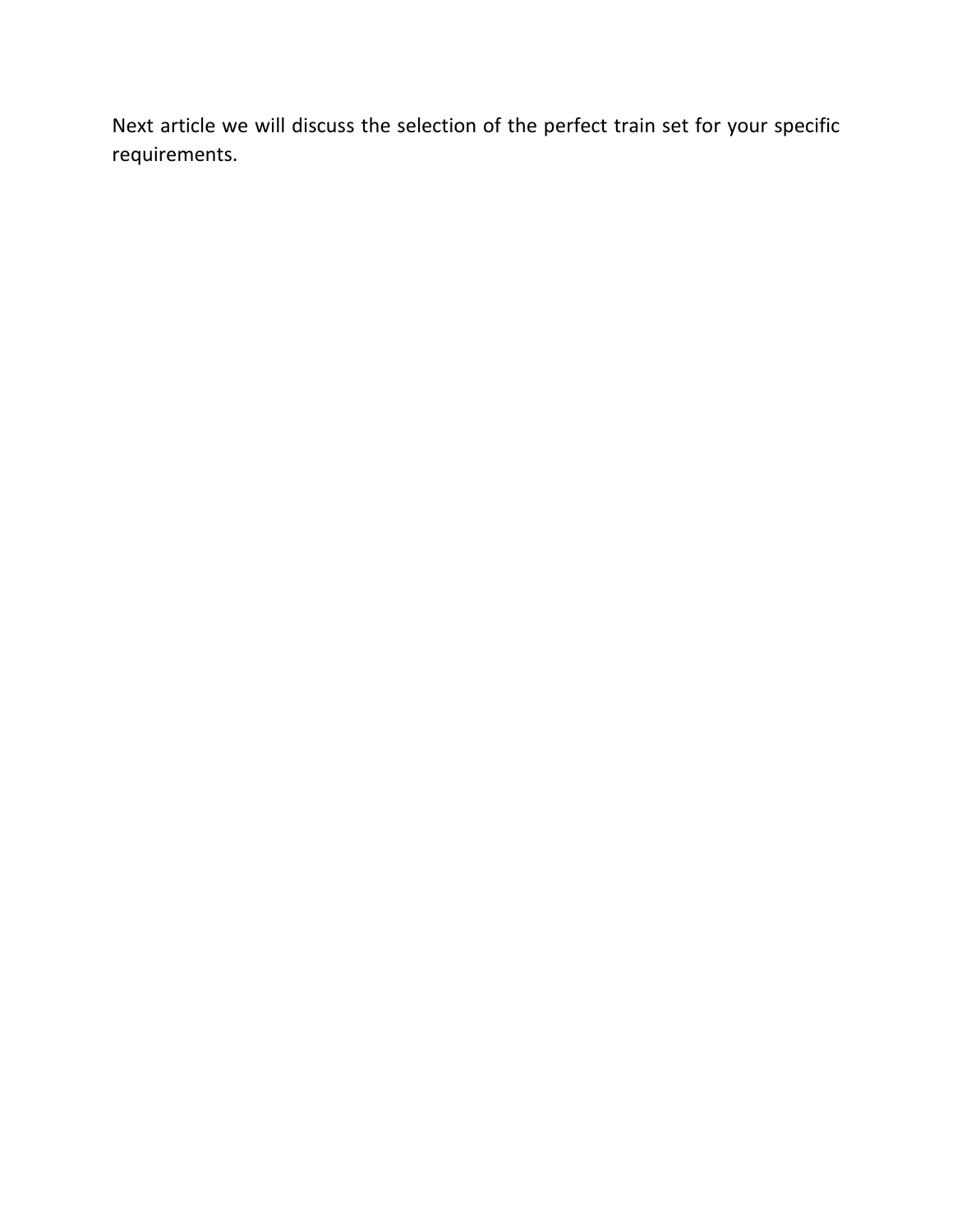Next article we will discuss the selection of the perfect train set for your specific requirements.